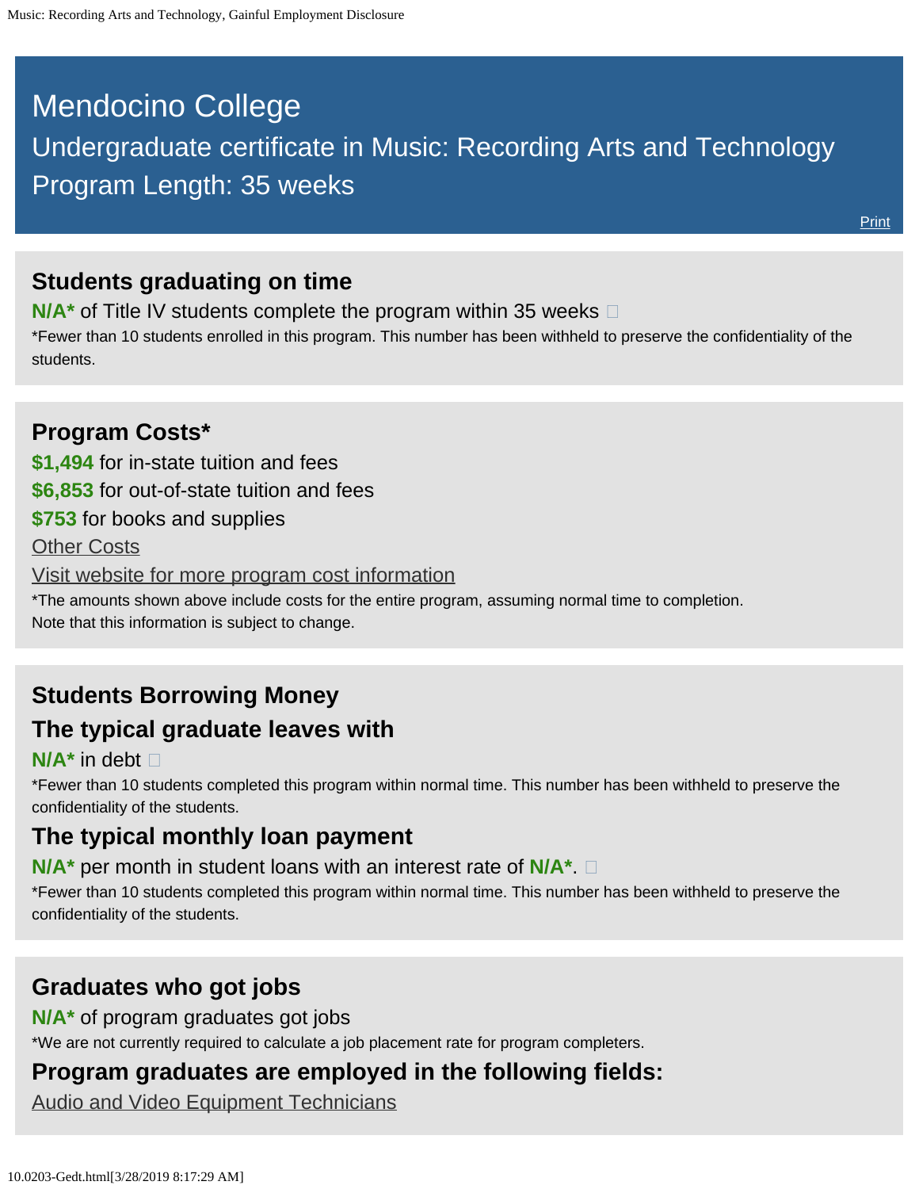# Mendocino College

## Undergraduate certificate in Music: Recording Arts and Technology

## Program Length: 35 weeks

Print

### Students graduating on time

**N/A*** of Title IV students complete the program within 35 weeks

*Fewer than 10 students enrolled in this program. This number has been withheld to preserve the confidentiality of the students.

### Program Costs*

**$1,494** for in-state tuition and fees

**$6,853** for out-of-state tuition and fees

**$753** for books and supplies

Other Costs

Visit website for more program cost information

*The amounts shown above include costs for the entire program, assuming normal time to completion.
Note that this information is subject to change.

### Students Borrowing Money

### The typical graduate leaves with

**N/A*** in debt

*Fewer than 10 students completed this program within normal time. This number has been withheld to preserve the confidentiality of the students.

### The typical monthly loan payment

**N/A*** per month in student loans with an interest rate of **N/A***.

*Fewer than 10 students completed this program within normal time. This number has been withheld to preserve the confidentiality of the students.

### Graduates who got jobs

**N/A*** of program graduates got jobs

*We are not currently required to calculate a job placement rate for program completers.

### Program graduates are employed in the following fields:

Audio and Video Equipment Technicians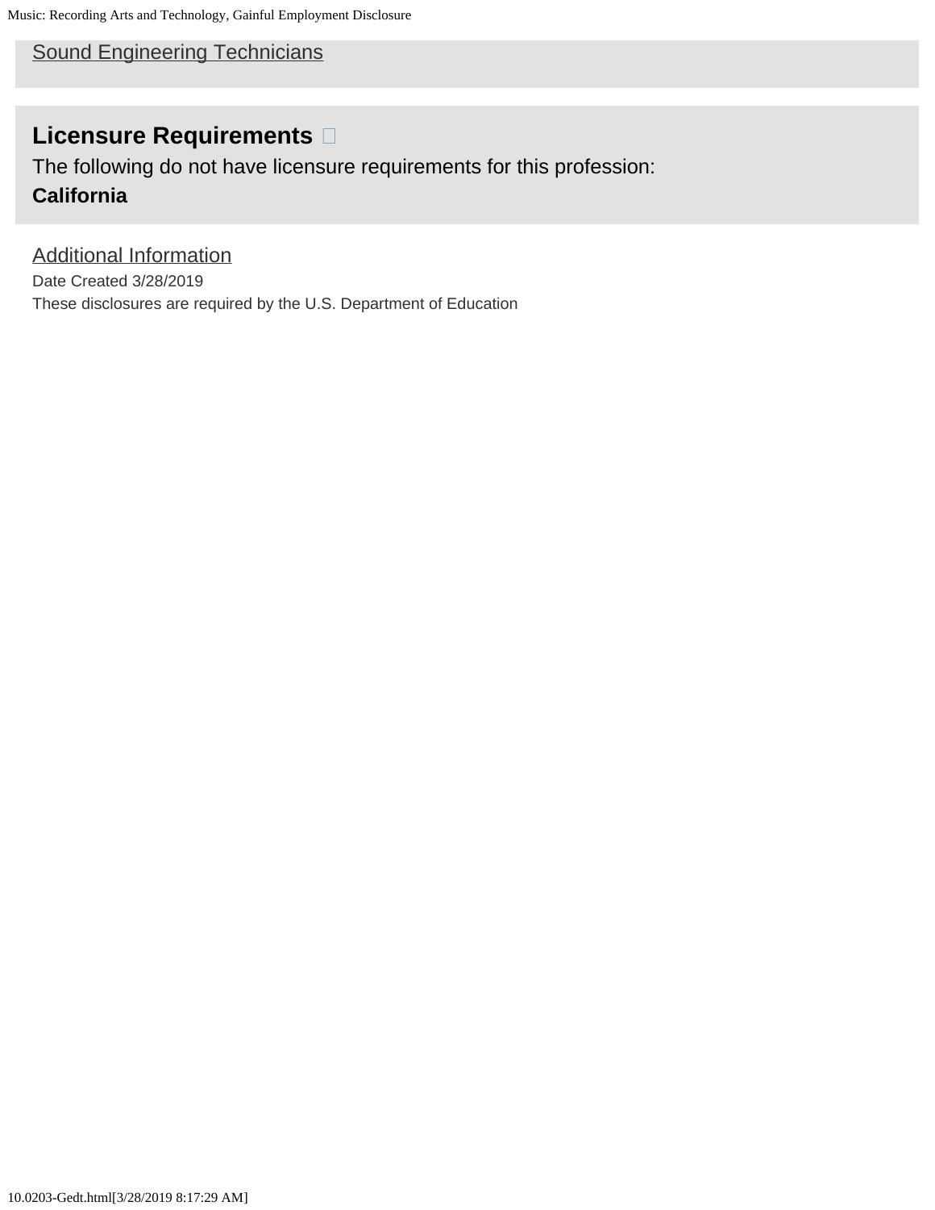Sound Engineering Technicians

## Licensure Requirements

The following do not have licensure requirements for this profession:

**California**

Additional Information

Date Created 3/28/2019

These disclosures are required by the U.S. Department of Education